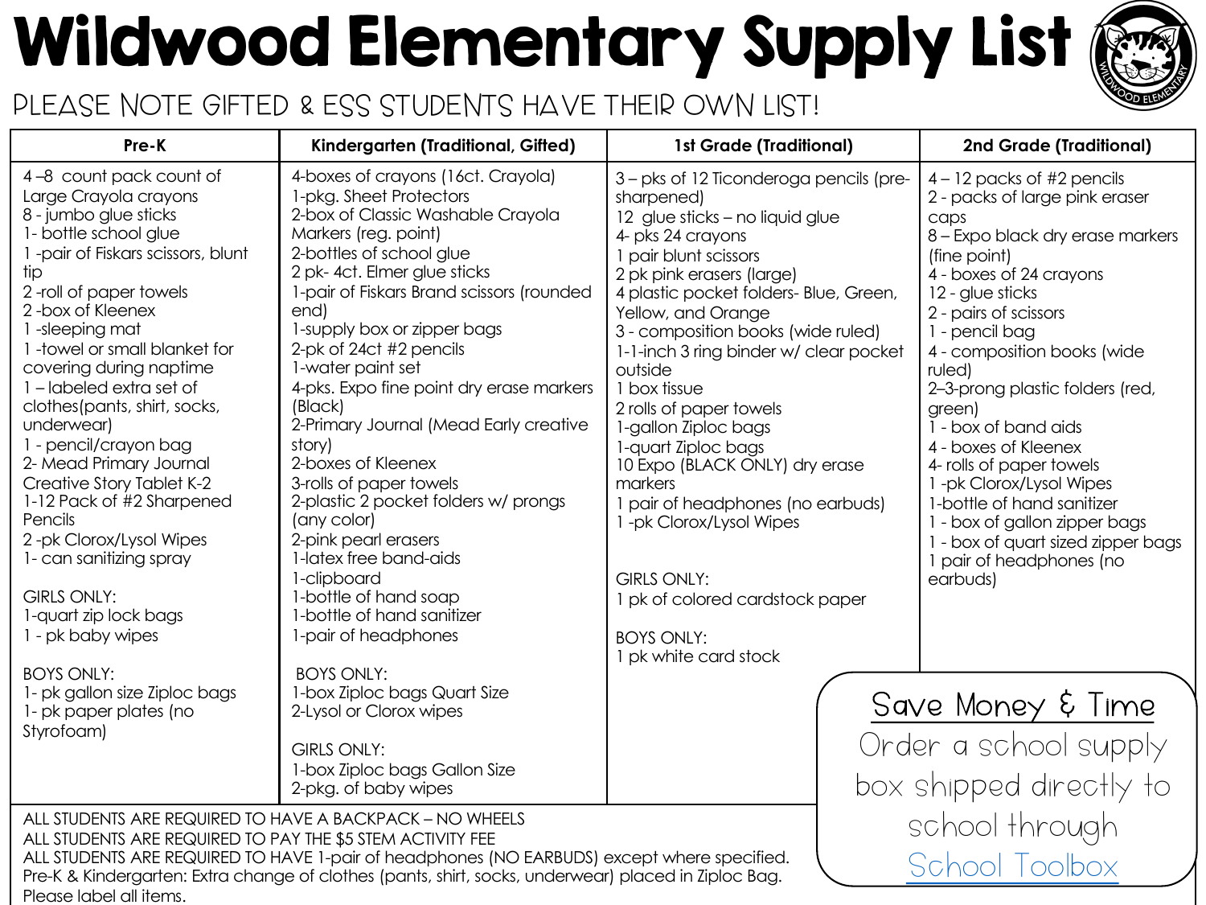# Wildwood Elementary Supply List

PLEASE NOTE GIFTED & ESS STUDENTS HAVE THEIR OWN LIST!

| Pre-K | Kindergarten (Traditional, Gifted) | 1st Grade (Traditional) | 2nd Grade (Traditional) |
|---|---|---|---|
| 4 –8 count pack count of Large Crayola crayons<br>8 - jumbo glue sticks<br>1- bottle school glue<br>1 -pair of Fiskars scissors, blunt tip<br>2 -roll of paper towels<br>2 -box of Kleenex<br>1 -sleeping mat<br>1 -towel or small blanket for covering during naptime<br>1 – labeled extra set of clothes(pants, shirt, socks, underwear)<br>1 - pencil/crayon bag<br>2- Mead Primary Journal Creative Story Tablet K-2<br>1-12 Pack of #2 Sharpened Pencils<br>2 -pk Clorox/Lysol Wipes<br>1- can sanitizing spray<br><br>GIRLS ONLY:<br>1-quart zip lock bags<br>1 - pk baby wipes<br><br>BOYS ONLY:<br>1- pk gallon size Ziploc bags<br>1- pk paper plates (no Styrofoam) | 4-boxes of crayons (16ct. Crayola)<br>1-pkg. Sheet Protectors<br>2-box of Classic Washable Crayola Markers (reg. point)<br>2-bottles of school glue<br>2 pk- 4ct. Elmer glue sticks<br>1-pair of Fiskars Brand scissors (rounded end)<br>1-supply box or zipper bags<br>2-pk of 24ct #2 pencils<br>1-water paint set<br>4-pks. Expo fine point dry erase markers (Black)<br>2-Primary Journal (Mead Early creative story)<br>2-boxes of Kleenex<br>3-rolls of paper towels<br>2-plastic 2 pocket folders w/ prongs (any color)<br>2-pink pearl erasers<br>1-latex free band-aids<br>1-clipboard<br>1-bottle of hand soap<br>1-bottle of hand sanitizer<br>1-pair of headphones<br><br>BOYS ONLY:<br>1-box Ziploc bags Quart Size<br>2-Lysol or Clorox wipes<br><br>GIRLS ONLY:<br>1-box Ziploc bags Gallon Size<br>2-pkg. of baby wipes | 3 – pks of 12 Ticonderoga pencils (pre-sharpened)<br>12 glue sticks – no liquid glue<br>4- pks 24 crayons<br>1 pair blunt scissors<br>2 pk pink erasers (large)<br>4 plastic pocket folders- Blue, Green, Yellow, and Orange<br>3 - composition books (wide ruled)<br>1-1-inch 3 ring binder w/ clear pocket outside<br>1 box tissue<br>2 rolls of paper towels<br>1-gallon Ziploc bags<br>1-quart Ziploc bags<br>10 Expo (BLACK ONLY) dry erase markers<br>1 pair of headphones (no earbuds)<br>1 -pk Clorox/Lysol Wipes<br><br>GIRLS ONLY:<br>1 pk of colored cardstock paper<br><br>BOYS ONLY:<br>1 pk white card stock | 4 – 12 packs of #2 pencils<br>2 - packs of large pink eraser caps<br>8 – Expo black dry erase markers (fine point)<br>4 - boxes of 24 crayons<br>12 - glue sticks<br>2 - pairs of scissors<br>1 - pencil bag<br>4 - composition books (wide ruled)<br>2–3-prong plastic folders (red, green)<br>1 - box of band aids<br>4 - boxes of Kleenex<br>4- rolls of paper towels<br>1 -pk Clorox/Lysol Wipes<br>1-bottle of hand sanitizer<br>1 - box of gallon zipper bags<br>1 - box of quart sized zipper bags<br>1 pair of headphones (no earbuds) |

ALL STUDENTS ARE REQUIRED TO HAVE A BACKPACK – NO WHEELS
ALL STUDENTS ARE REQUIRED TO PAY THE $5 STEM ACTIVITY FEE
ALL STUDENTS ARE REQUIRED TO HAVE 1-pair of headphones (NO EARBUDS) except where specified.
Pre-K & Kindergarten: Extra change of clothes (pants, shirt, socks, underwear) placed in Ziploc Bag.
Please label all items.

**Save Money & Time**

Order a school supply box shipped directly to school through [School Toolbox]()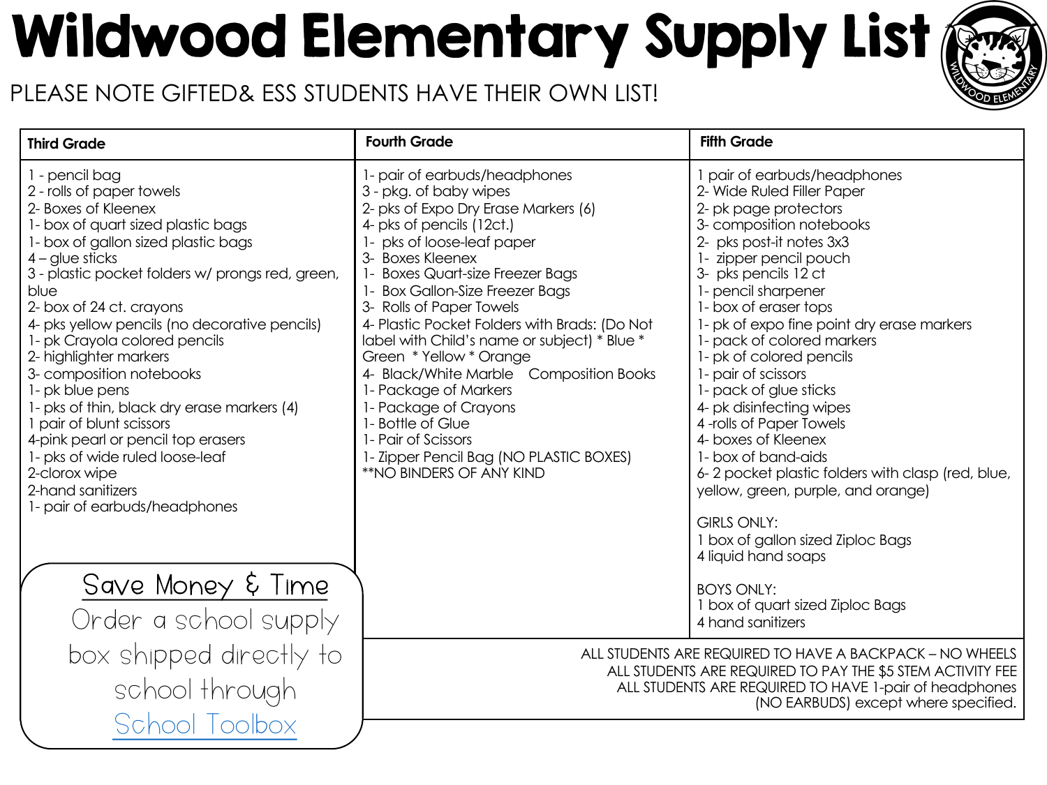# Wildwood Elementary Supply List

PLEASE NOTE GIFTED& ESS STUDENTS HAVE THEIR OWN LIST!

| Third Grade | Fourth Grade | Fifth Grade |
|---|---|---|
| 1 - pencil bag<br>2 - rolls of paper towels<br>2- Boxes of Kleenex<br>1- box of quart sized plastic bags<br>1- box of gallon sized plastic bags<br>4 – glue sticks<br>3 - plastic pocket folders w/ prongs red, green, blue<br>2- box of 24 ct. crayons<br>4- pks yellow pencils (no decorative pencils)<br>1- pk Crayola colored pencils<br>2- highlighter markers<br>3- composition notebooks<br>1- pk blue pens<br>1- pks of thin, black dry erase markers (4)<br>1 pair of blunt scissors<br>4-pink pearl or pencil top erasers<br>1- pks of wide ruled loose-leaf<br>2-clorox wipe<br>2-hand sanitizers<br>1- pair of earbuds/headphones | 1- pair of earbuds/headphones<br>3 - pkg. of baby wipes<br>2- pks of Expo Dry Erase Markers (6)<br>4- pks of pencils (12ct.)<br>1- pks of loose-leaf paper<br>3- Boxes Kleenex<br>1- Boxes Quart-size Freezer Bags<br>1- Box Gallon-Size Freezer Bags<br>3- Rolls of Paper Towels<br>4- Plastic Pocket Folders with Brads: (Do Not label with Child's name or subject) * Blue * Green * Yellow * Orange<br>4- Black/White Marble Composition Books<br>1- Package of Markers<br>1- Package of Crayons<br>1- Bottle of Glue<br>1- Pair of Scissors<br>1- Zipper Pencil Bag (NO PLASTIC BOXES)<br>**NO BINDERS OF ANY KIND | 1 pair of earbuds/headphones<br>2- Wide Ruled Filler Paper<br>2- pk page protectors<br>3- composition notebooks<br>2- pks post-it notes 3x3<br>1- zipper pencil pouch<br>3- pks pencils 12 ct<br>1- pencil sharpener<br>1- box of eraser tops<br>1- pk of expo fine point dry erase markers<br>1- pack of colored markers<br>1- pk of colored pencils<br>1- pair of scissors<br>1- pack of glue sticks<br>4- pk disinfecting wipes<br>4 -rolls of Paper Towels<br>4- boxes of Kleenex<br>1- box of band-aids<br>6- 2 pocket plastic folders with clasp (red, blue, yellow, green, purple, and orange)<br><br>GIRLS ONLY:<br>1 box of gallon sized Ziploc Bags<br>4 liquid hand soaps<br><br>BOYS ONLY:<br>1 box of quart sized Ziploc Bags<br>4 hand sanitizers |

Save Money & Time

Order a school supply box shipped directly to school through School Toolbox

ALL STUDENTS ARE REQUIRED TO HAVE A BACKPACK – NO WHEELS
ALL STUDENTS ARE REQUIRED TO PAY THE $5 STEM ACTIVITY FEE
ALL STUDENTS ARE REQUIRED TO HAVE 1-pair of headphones (NO EARBUDS) except where specified.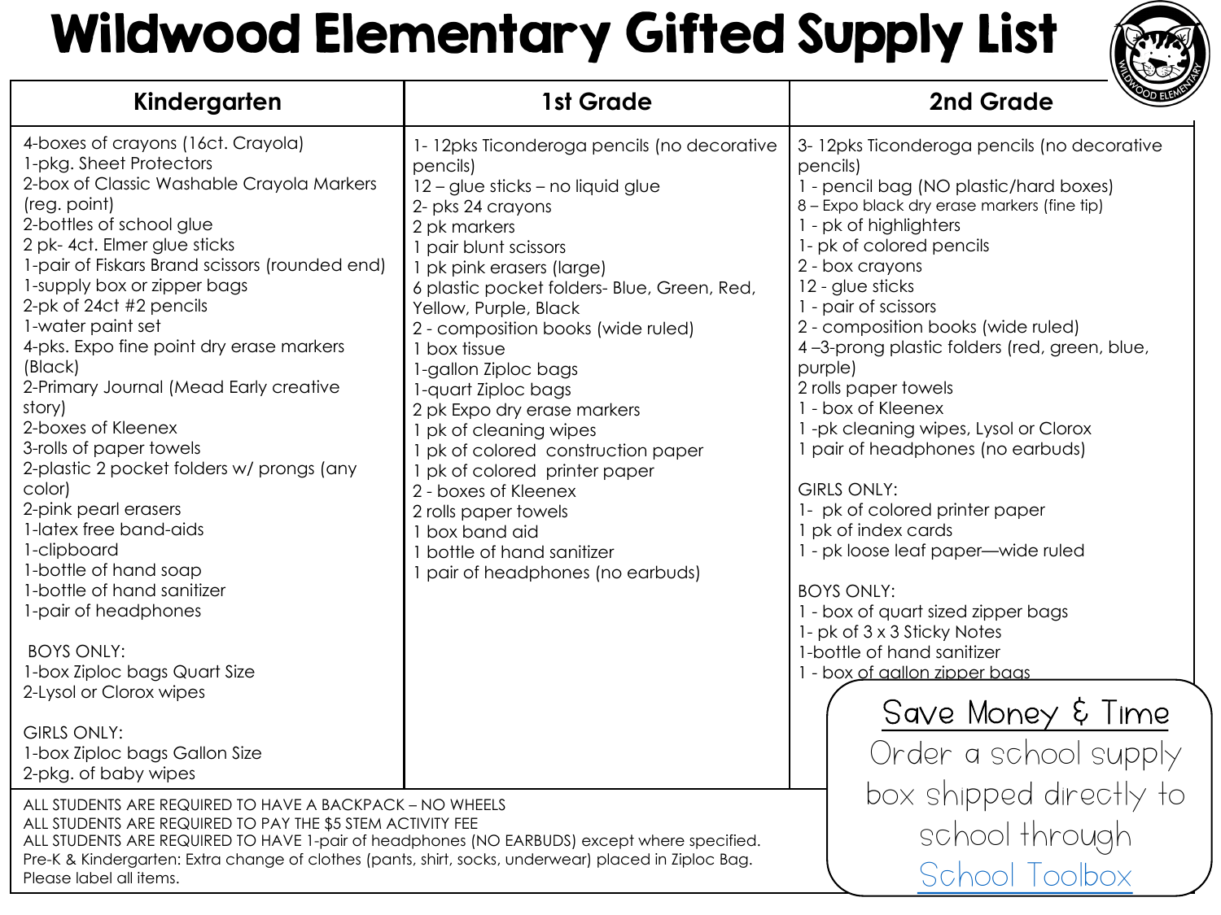# Wildwood Elementary Gifted Supply List

## Kindergarten

4-boxes of crayons (16ct. Crayola)
1-pkg. Sheet Protectors
2-box of Classic Washable Crayola Markers (reg. point)
2-bottles of school glue
2 pk- 4ct. Elmer glue sticks
1-pair of Fiskars Brand scissors (rounded end)
1-supply box or zipper bags
2-pk of 24ct #2 pencils
1-water paint set
4-pks. Expo fine point dry erase markers (Black)
2-Primary Journal (Mead Early creative story)
2-boxes of Kleenex
3-rolls of paper towels
2-plastic 2 pocket folders w/ prongs (any color)
2-pink pearl erasers
1-latex free band-aids
1-clipboard
1-bottle of hand soap
1-bottle of hand sanitizer
1-pair of headphones

BOYS ONLY:
1-box Ziploc bags Quart Size
2-Lysol or Clorox wipes

GIRLS ONLY:
1-box Ziploc bags Gallon Size
2-pkg. of baby wipes

## 1st Grade

1- 12pks Ticonderoga pencils (no decorative pencils)
12 – glue sticks – no liquid glue
2- pks 24 crayons
2 pk markers
1 pair blunt scissors
1 pk pink erasers (large)
6 plastic pocket folders- Blue, Green, Red, Yellow, Purple, Black
2 - composition books (wide ruled)
1 box tissue
1-gallon Ziploc bags
1-quart Ziploc bags
2 pk Expo dry erase markers
1 pk of cleaning wipes
1 pk of colored construction paper
1 pk of colored printer paper
2 - boxes of Kleenex
2 rolls paper towels
1 box band aid
1 bottle of hand sanitizer
1 pair of headphones (no earbuds)

## 2nd Grade

3- 12pks Ticonderoga pencils (no decorative pencils)
1 - pencil bag (NO plastic/hard boxes)
8 – Expo black dry erase markers (fine tip)
1 - pk of highlighters
1- pk of colored pencils
2 - box crayons
12 - glue sticks
1 - pair of scissors
2 - composition books (wide ruled)
4 –3-prong plastic folders (red, green, blue, purple)
2 rolls paper towels
1 - box of Kleenex
1 -pk cleaning wipes, Lysol or Clorox
1 pair of headphones (no earbuds)

GIRLS ONLY:
1- pk of colored printer paper
1 pk of index cards
1 - pk loose leaf paper—wide ruled

BOYS ONLY:
1 - box of quart sized zipper bags
1- pk of 3 x 3 Sticky Notes
1-bottle of hand sanitizer
1 - box of gallon zipper bags

---

ALL STUDENTS ARE REQUIRED TO HAVE A BACKPACK – NO WHEELS
ALL STUDENTS ARE REQUIRED TO PAY THE $5 STEM ACTIVITY FEE
ALL STUDENTS ARE REQUIRED TO HAVE 1-pair of headphones (NO EARBUDS) except where specified.
Pre-K & Kindergarten: Extra change of clothes (pants, shirt, socks, underwear) placed in Ziploc Bag.
Please label all items.

**Save Money & Time**

Order a school supply box shipped directly to school through School Toolbox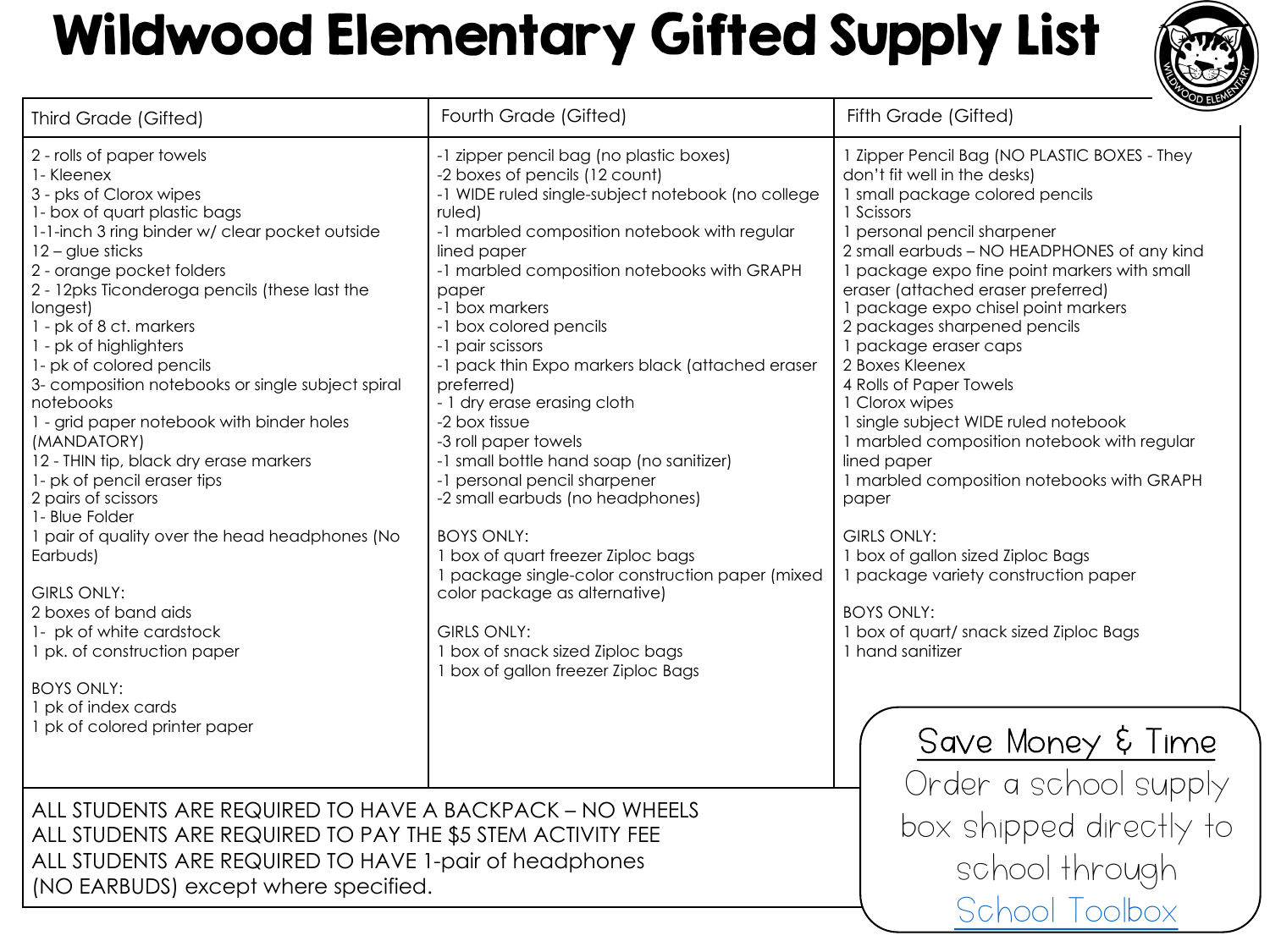# Wildwood Elementary Gifted Supply List

## Third Grade (Gifted)

2 - rolls of paper towels
1- Kleenex
3 - pks of Clorox wipes
1- box of quart plastic bags
1-1-inch 3 ring binder w/ clear pocket outside
12 – glue sticks
2 - orange pocket folders
2 - 12pks Ticonderoga pencils (these last the longest)
1 - pk of 8 ct. markers
1 - pk of highlighters
1- pk of colored pencils
3- composition notebooks or single subject spiral notebooks
1 - grid paper notebook with binder holes (MANDATORY)
12 - THIN tip, black dry erase markers
1- pk of pencil eraser tips
2 pairs of scissors
1- Blue Folder
1 pair of quality over the head headphones (No Earbuds)

GIRLS ONLY:
2 boxes of band aids
1- pk of white cardstock
1 pk. of construction paper

BOYS ONLY:
1 pk of index cards
1 pk of colored printer paper

## Fourth Grade (Gifted)

-1 zipper pencil bag (no plastic boxes)
-2 boxes of pencils (12 count)
-1 WIDE ruled single-subject notebook (no college ruled)
-1 marbled composition notebook with regular lined paper
-1 marbled composition notebooks with GRAPH paper
-1 box markers
-1 box colored pencils
-1 pair scissors
-1 pack thin Expo markers black (attached eraser preferred)
- 1 dry erase erasing cloth
-2 box tissue
-3 roll paper towels
-1 small bottle hand soap (no sanitizer)
-1 personal pencil sharpener
-2 small earbuds (no headphones)

BOYS ONLY:
1 box of quart freezer Ziploc bags
1 package single-color construction paper (mixed color package as alternative)

GIRLS ONLY:
1 box of snack sized Ziploc bags
1 box of gallon freezer Ziploc Bags

## Fifth Grade (Gifted)

1 Zipper Pencil Bag (NO PLASTIC BOXES - They don't fit well in the desks)
1 small package colored pencils
1 Scissors
1 personal pencil sharpener
2 small earbuds – NO HEADPHONES of any kind
1 package expo fine point markers with small eraser (attached eraser preferred)
1 package expo chisel point markers
2 packages sharpened pencils
1 package eraser caps
2 Boxes Kleenex
4 Rolls of Paper Towels
1 Clorox wipes
1 single subject WIDE ruled notebook
1 marbled composition notebook with regular lined paper
1 marbled composition notebooks with GRAPH paper

GIRLS ONLY:
1 box of gallon sized Ziploc Bags
1 package variety construction paper

BOYS ONLY:
1 box of quart/ snack sized Ziploc Bags
1 hand sanitizer

---

ALL STUDENTS ARE REQUIRED TO HAVE A BACKPACK – NO WHEELS
ALL STUDENTS ARE REQUIRED TO PAY THE $5 STEM ACTIVITY FEE
ALL STUDENTS ARE REQUIRED TO HAVE 1-pair of headphones (NO EARBUDS) except where specified.

**Save Money & Time**

Order a school supply box shipped directly to school through [School Toolbox]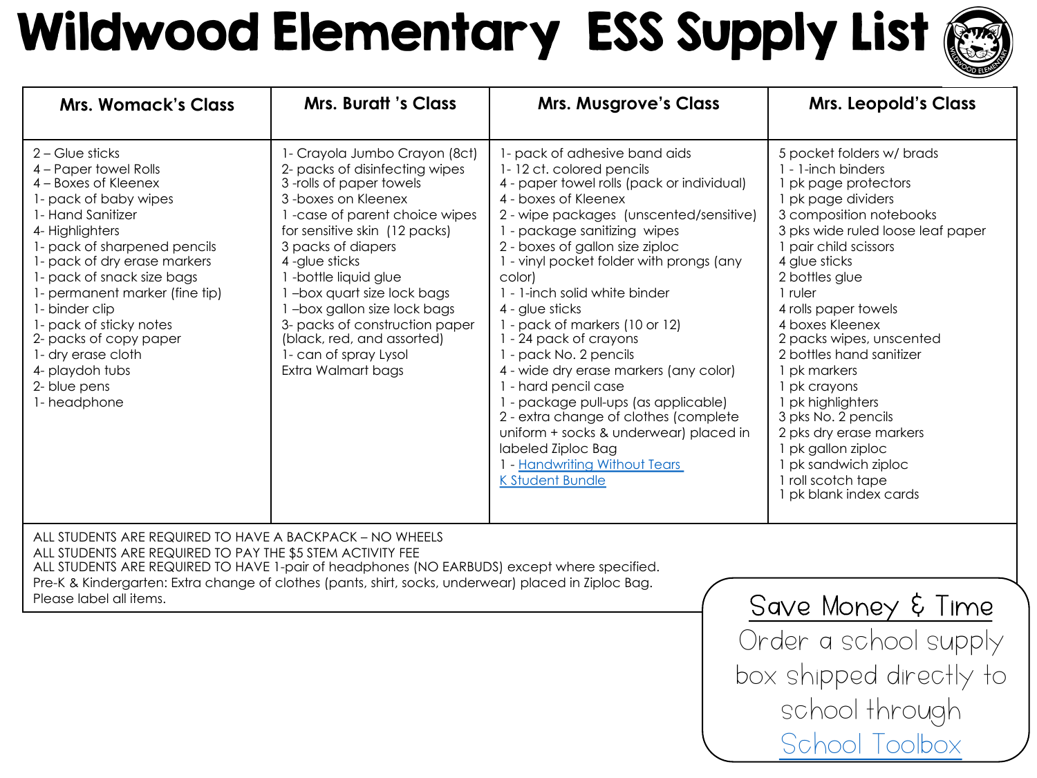# Wildwood Elementary ESS Supply List

| Mrs. Womack's Class | Mrs. Buratt 's Class | Mrs. Musgrove's Class | Mrs. Leopold's Class |
|---|---|---|---|
| 2 – Glue sticks<br>4 – Paper towel Rolls<br>4 – Boxes of Kleenex<br>1- pack of baby wipes<br>1- Hand Sanitizer<br>4- Highlighters<br>1- pack of sharpened pencils<br>1- pack of dry erase markers<br>1- pack of snack size bags<br>1- permanent marker (fine tip)<br>1- binder clip<br>1- pack of sticky notes<br>2- packs of copy paper<br>1- dry erase cloth<br>4- playdoh tubs<br>2- blue pens<br>1- headphone | 1- Crayola Jumbo Crayon (8ct)<br>2- packs of disinfecting wipes<br>3 -rolls of paper towels<br>3 -boxes on Kleenex<br>1 -case of parent choice wipes for sensitive skin (12 packs)<br>3 packs of diapers<br>4 -glue sticks<br>1 -bottle liquid glue<br>1 –box quart size lock bags<br>1 –box gallon size lock bags<br>3- packs of construction paper (black, red, and assorted)<br>1- can of spray Lysol<br>Extra Walmart bags | 1- pack of adhesive band aids<br>1- 12 ct. colored pencils<br>4 - paper towel rolls (pack or individual)<br>4 - boxes of Kleenex<br>2 - wipe packages (unscented/sensitive)<br>1 - package sanitizing wipes<br>2 - boxes of gallon size ziploc<br>1 - vinyl pocket folder with prongs (any color)<br>1 - 1-inch solid white binder<br>4 - glue sticks<br>1 - pack of markers (10 or 12)<br>1 - 24 pack of crayons<br>1 - pack No. 2 pencils<br>4 - wide dry erase markers (any color)<br>1 - hard pencil case<br>1 - package pull-ups (as applicable)<br>2 - extra change of clothes (complete uniform + socks & underwear) placed in labeled Ziploc Bag<br>1 - Handwriting Without Tears K Student Bundle | 5 pocket folders w/ brads<br>1 - 1-inch binders<br>1 pk page protectors<br>1 pk page dividers<br>3 composition notebooks<br>3 pks wide ruled loose leaf paper<br>1 pair child scissors<br>4 glue sticks<br>2 bottles glue<br>1 ruler<br>4 rolls paper towels<br>4 boxes Kleenex<br>2 packs wipes, unscented<br>2 bottles hand sanitizer<br>1 pk markers<br>1 pk crayons<br>1 pk highlighters<br>3 pks No. 2 pencils<br>2 pks dry erase markers<br>1 pk gallon ziploc<br>1 pk sandwich ziploc<br>1 roll scotch tape<br>1 pk blank index cards |

ALL STUDENTS ARE REQUIRED TO HAVE A BACKPACK – NO WHEELS
ALL STUDENTS ARE REQUIRED TO PAY THE $5 STEM ACTIVITY FEE
ALL STUDENTS ARE REQUIRED TO HAVE 1-pair of headphones (NO EARBUDS) except where specified.
Pre-K & Kindergarten: Extra change of clothes (pants, shirt, socks, underwear) placed in Ziploc Bag.
Please label all items.

**Save Money & Time**

Order a school supply box shipped directly to school through School Toolbox